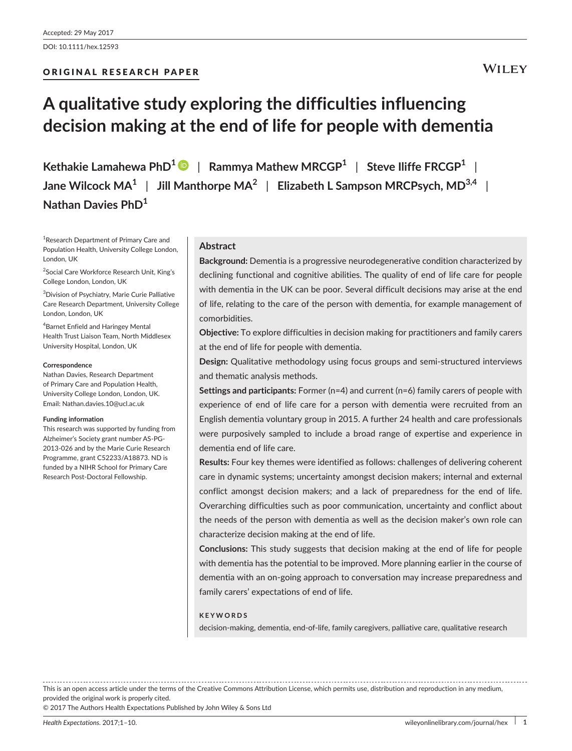Accepted: 29 May 2017

DOI: 10.1111/hex.12593

ORIGINAL RESEARCH PAPER

# A qualitative study exploring the difficulties influencing decision making at the end of life for people with dementia

**Kethakie Lamahewa PhD[1] | Rammya Mathew MRCGP[1] | Steve Iliffe FRCGP[1] | Jane Wilcock MA[1] | Jill Manthorpe MA[2] | Elizabeth L Sampson MRCPsych, MD[3,4] | Nathan Davies PhD[1]**

[1]Research Department of Primary Care and Population Health, University College London, London, UK

[2]Social Care Workforce Research Unit, King's College London, London, UK

[3]Division of Psychiatry, Marie Curie Palliative Care Research Department, University College London, London, UK

[4]Barnet Enfield and Haringey Mental Health Trust Liaison Team, North Middlesex University Hospital, London, UK

**Correspondence**
Nathan Davies, Research Department of Primary Care and Population Health, University College London, London, UK.
Email: Nathan.davies.10@ucl.ac.uk

**Funding information**
This research was supported by funding from Alzheimer's Society grant number AS-PG-2013-026 and by the Marie Curie Research Programme, grant C52233/A18873. ND is funded by a NIHR School for Primary Care Research Post-Doctoral Fellowship.

## Abstract

**Background:** Dementia is a progressive neurodegenerative condition characterized by declining functional and cognitive abilities. The quality of end of life care for people with dementia in the UK can be poor. Several difficult decisions may arise at the end of life, relating to the care of the person with dementia, for example management of comorbidities.

**Objective:** To explore difficulties in decision making for practitioners and family carers at the end of life for people with dementia.

**Design:** Qualitative methodology using focus groups and semi-structured interviews and thematic analysis methods.

**Settings and participants:** Former (n=4) and current (n=6) family carers of people with experience of end of life care for a person with dementia were recruited from an English dementia voluntary group in 2015. A further 24 health and care professionals were purposively sampled to include a broad range of expertise and experience in dementia end of life care.

**Results:** Four key themes were identified as follows: challenges of delivering coherent care in dynamic systems; uncertainty amongst decision makers; internal and external conflict amongst decision makers; and a lack of preparedness for the end of life. Overarching difficulties such as poor communication, uncertainty and conflict about the needs of the person with dementia as well as the decision maker's own role can characterize decision making at the end of life.

**Conclusions:** This study suggests that decision making at the end of life for people with dementia has the potential to be improved. More planning earlier in the course of dementia with an on-going approach to conversation may increase preparedness and family carers' expectations of end of life.

**KEYWORDS**

decision-making, dementia, end-of-life, family caregivers, palliative care, qualitative research

This is an open access article under the terms of the Creative Commons Attribution License, which permits use, distribution and reproduction in any medium, provided the original work is properly cited.
© 2017 The Authors Health Expectations Published by John Wiley & Sons Ltd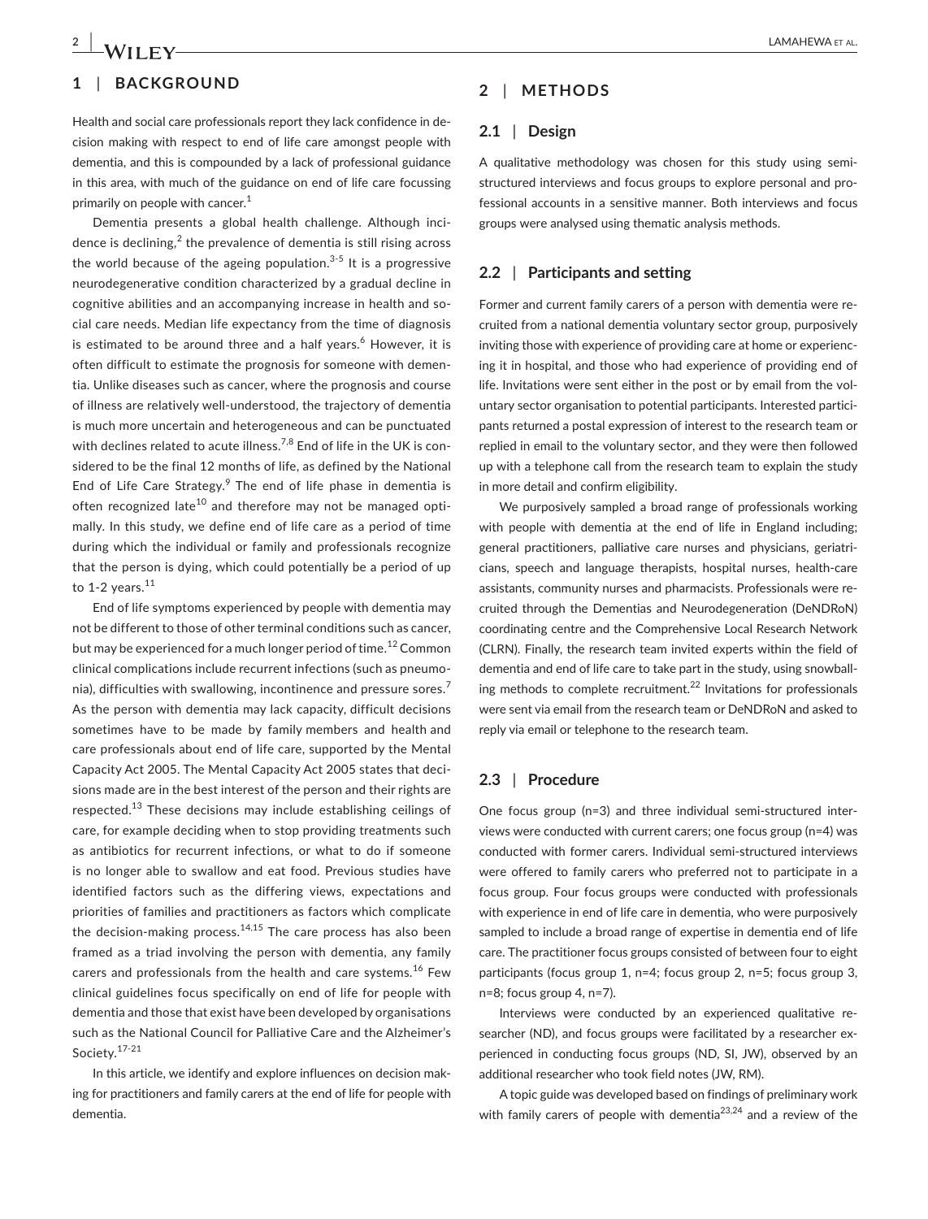## 1 | BACKGROUND

Health and social care professionals report they lack confidence in decision making with respect to end of life care amongst people with dementia, and this is compounded by a lack of professional guidance in this area, with much of the guidance on end of life care focussing primarily on people with cancer.[1]

Dementia presents a global health challenge. Although incidence is declining,[2] the prevalence of dementia is still rising across the world because of the ageing population.[3-5] It is a progressive neurodegenerative condition characterized by a gradual decline in cognitive abilities and an accompanying increase in health and social care needs. Median life expectancy from the time of diagnosis is estimated to be around three and a half years.[6] However, it is often difficult to estimate the prognosis for someone with dementia. Unlike diseases such as cancer, where the prognosis and course of illness are relatively well-understood, the trajectory of dementia is much more uncertain and heterogeneous and can be punctuated with declines related to acute illness.[7,8] End of life in the UK is considered to be the final 12 months of life, as defined by the National End of Life Care Strategy.[9] The end of life phase in dementia is often recognized late[10] and therefore may not be managed optimally. In this study, we define end of life care as a period of time during which the individual or family and professionals recognize that the person is dying, which could potentially be a period of up to 1-2 years.[11]

End of life symptoms experienced by people with dementia may not be different to those of other terminal conditions such as cancer, but may be experienced for a much longer period of time.[12] Common clinical complications include recurrent infections (such as pneumonia), difficulties with swallowing, incontinence and pressure sores.[7] As the person with dementia may lack capacity, difficult decisions sometimes have to be made by family members and health and care professionals about end of life care, supported by the Mental Capacity Act 2005. The Mental Capacity Act 2005 states that decisions made are in the best interest of the person and their rights are respected.[13] These decisions may include establishing ceilings of care, for example deciding when to stop providing treatments such as antibiotics for recurrent infections, or what to do if someone is no longer able to swallow and eat food. Previous studies have identified factors such as the differing views, expectations and priorities of families and practitioners as factors which complicate the decision-making process.[14,15] The care process has also been framed as a triad involving the person with dementia, any family carers and professionals from the health and care systems.[16] Few clinical guidelines focus specifically on end of life for people with dementia and those that exist have been developed by organisations such as the National Council for Palliative Care and the Alzheimer's Society.[17-21]

In this article, we identify and explore influences on decision making for practitioners and family carers at the end of life for people with dementia.

## 2 | METHODS

### 2.1 | Design

A qualitative methodology was chosen for this study using semi-structured interviews and focus groups to explore personal and professional accounts in a sensitive manner. Both interviews and focus groups were analysed using thematic analysis methods.

### 2.2 | Participants and setting

Former and current family carers of a person with dementia were recruited from a national dementia voluntary sector group, purposively inviting those with experience of providing care at home or experiencing it in hospital, and those who had experience of providing end of life. Invitations were sent either in the post or by email from the voluntary sector organisation to potential participants. Interested participants returned a postal expression of interest to the research team or replied in email to the voluntary sector, and they were then followed up with a telephone call from the research team to explain the study in more detail and confirm eligibility.

We purposively sampled a broad range of professionals working with people with dementia at the end of life in England including; general practitioners, palliative care nurses and physicians, geriatricians, speech and language therapists, hospital nurses, health-care assistants, community nurses and pharmacists. Professionals were recruited through the Dementias and Neurodegeneration (DeNDRoN) coordinating centre and the Comprehensive Local Research Network (CLRN). Finally, the research team invited experts within the field of dementia and end of life care to take part in the study, using snowballing methods to complete recruitment.[22] Invitations for professionals were sent via email from the research team or DeNDRoN and asked to reply via email or telephone to the research team.

### 2.3 | Procedure

One focus group (n=3) and three individual semi-structured interviews were conducted with current carers; one focus group (n=4) was conducted with former carers. Individual semi-structured interviews were offered to family carers who preferred not to participate in a focus group. Four focus groups were conducted with professionals with experience in end of life care in dementia, who were purposively sampled to include a broad range of expertise in dementia end of life care. The practitioner focus groups consisted of between four to eight participants (focus group 1, n=4; focus group 2, n=5; focus group 3, n=8; focus group 4, n=7).

Interviews were conducted by an experienced qualitative researcher (ND), and focus groups were facilitated by a researcher experienced in conducting focus groups (ND, SI, JW), observed by an additional researcher who took field notes (JW, RM).

A topic guide was developed based on findings of preliminary work with family carers of people with dementia[23,24] and a review of the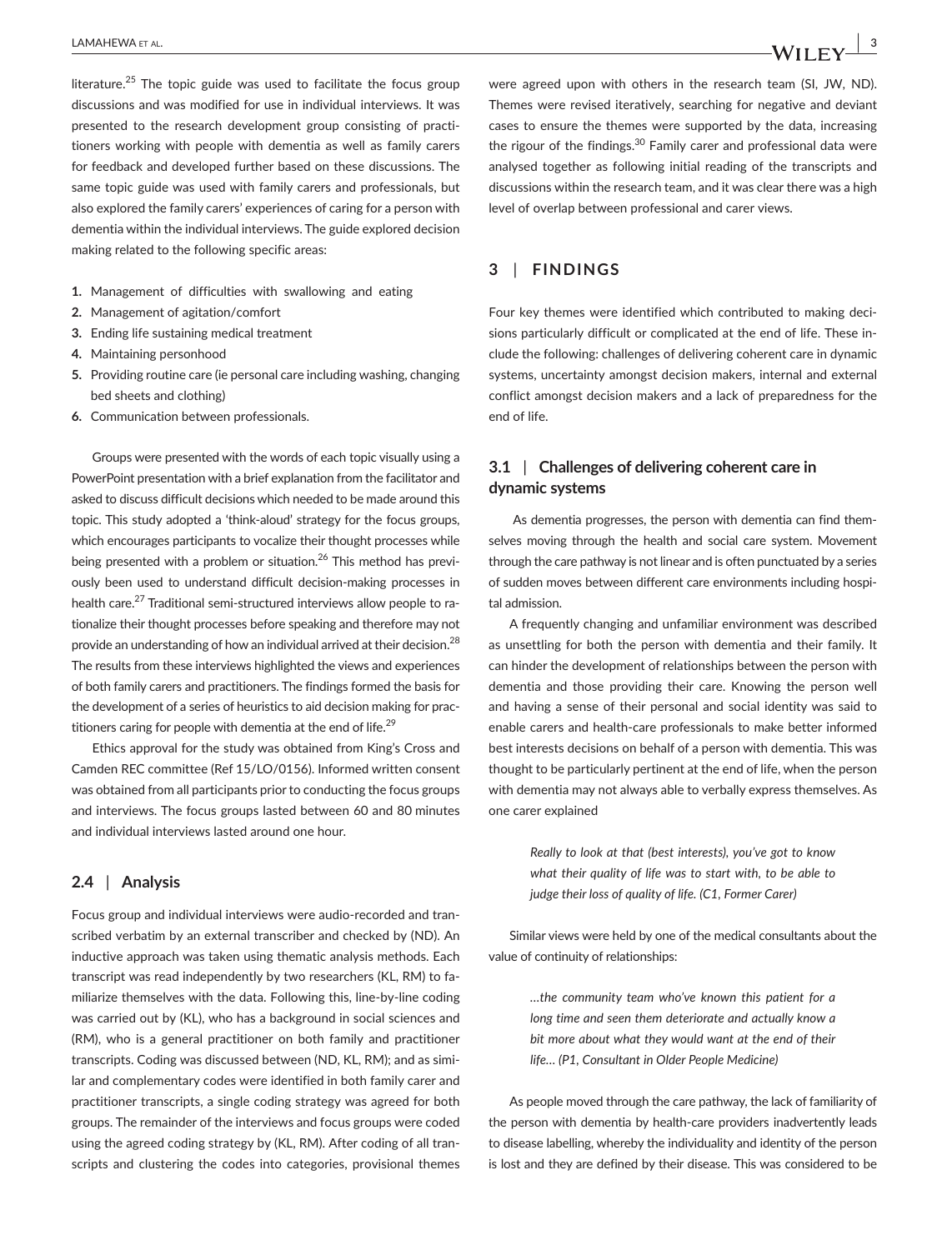literature.[25] The topic guide was used to facilitate the focus group discussions and was modified for use in individual interviews. It was presented to the research development group consisting of practitioners working with people with dementia as well as family carers for feedback and developed further based on these discussions. The same topic guide was used with family carers and professionals, but also explored the family carers' experiences of caring for a person with dementia within the individual interviews. The guide explored decision making related to the following specific areas:

1. Management of difficulties with swallowing and eating
2. Management of agitation/comfort
3. Ending life sustaining medical treatment
4. Maintaining personhood
5. Providing routine care (ie personal care including washing, changing bed sheets and clothing)
6. Communication between professionals.

Groups were presented with the words of each topic visually using a PowerPoint presentation with a brief explanation from the facilitator and asked to discuss difficult decisions which needed to be made around this topic. This study adopted a 'think-aloud' strategy for the focus groups, which encourages participants to vocalize their thought processes while being presented with a problem or situation.[26] This method has previously been used to understand difficult decision-making processes in health care.[27] Traditional semi-structured interviews allow people to rationalize their thought processes before speaking and therefore may not provide an understanding of how an individual arrived at their decision.[28] The results from these interviews highlighted the views and experiences of both family carers and practitioners. The findings formed the basis for the development of a series of heuristics to aid decision making for practitioners caring for people with dementia at the end of life.[29]

Ethics approval for the study was obtained from King's Cross and Camden REC committee (Ref 15/LO/0156). Informed written consent was obtained from all participants prior to conducting the focus groups and interviews. The focus groups lasted between 60 and 80 minutes and individual interviews lasted around one hour.

### 2.4 | Analysis

Focus group and individual interviews were audio-recorded and transcribed verbatim by an external transcriber and checked by (ND). An inductive approach was taken using thematic analysis methods. Each transcript was read independently by two researchers (KL, RM) to familiarize themselves with the data. Following this, line-by-line coding was carried out by (KL), who has a background in social sciences and (RM), who is a general practitioner on both family and practitioner transcripts. Coding was discussed between (ND, KL, RM); and as similar and complementary codes were identified in both family carer and practitioner transcripts, a single coding strategy was agreed for both groups. The remainder of the interviews and focus groups were coded using the agreed coding strategy by (KL, RM). After coding of all transcripts and clustering the codes into categories, provisional themes were agreed upon with others in the research team (SI, JW, ND). Themes were revised iteratively, searching for negative and deviant cases to ensure the themes were supported by the data, increasing the rigour of the findings.[30] Family carer and professional data were analysed together as following initial reading of the transcripts and discussions within the research team, and it was clear there was a high level of overlap between professional and carer views.

## 3 | FINDINGS

Four key themes were identified which contributed to making decisions particularly difficult or complicated at the end of life. These include the following: challenges of delivering coherent care in dynamic systems, uncertainty amongst decision makers, internal and external conflict amongst decision makers and a lack of preparedness for the end of life.

### 3.1 | Challenges of delivering coherent care in dynamic systems

As dementia progresses, the person with dementia can find themselves moving through the health and social care system. Movement through the care pathway is not linear and is often punctuated by a series of sudden moves between different care environments including hospital admission.

A frequently changing and unfamiliar environment was described as unsettling for both the person with dementia and their family. It can hinder the development of relationships between the person with dementia and those providing their care. Knowing the person well and having a sense of their personal and social identity was said to enable carers and health-care professionals to make better informed best interests decisions on behalf of a person with dementia. This was thought to be particularly pertinent at the end of life, when the person with dementia may not always able to verbally express themselves. As one carer explained

> *Really to look at that (best interests), you've got to know what their quality of life was to start with, to be able to judge their loss of quality of life. (C1, Former Carer)*

Similar views were held by one of the medical consultants about the value of continuity of relationships:

> *…the community team who've known this patient for a long time and seen them deteriorate and actually know a bit more about what they would want at the end of their life… (P1, Consultant in Older People Medicine)*

As people moved through the care pathway, the lack of familiarity of the person with dementia by health-care providers inadvertently leads to disease labelling, whereby the individuality and identity of the person is lost and they are defined by their disease. This was considered to be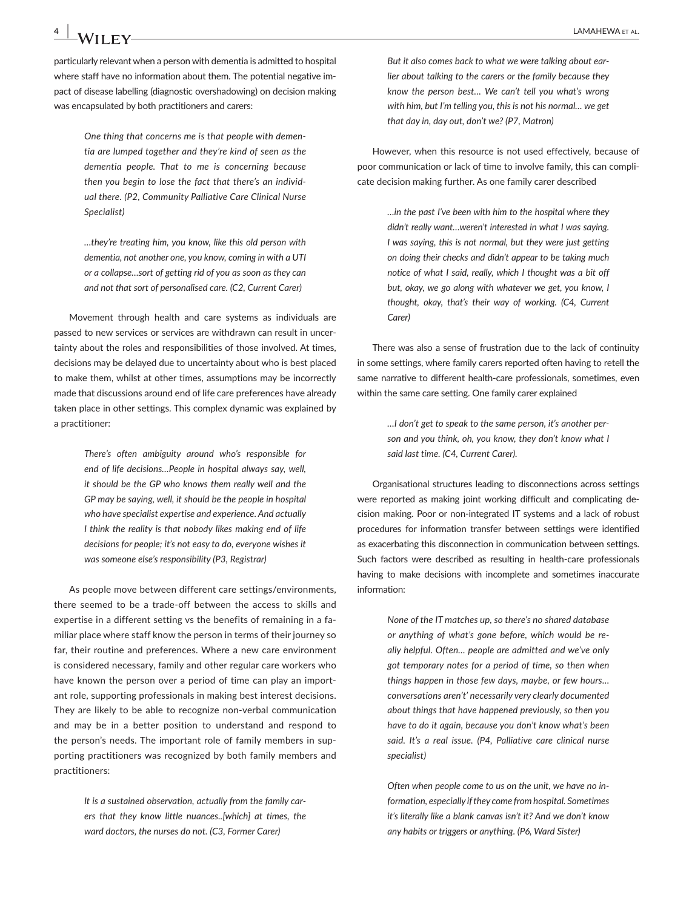particularly relevant when a person with dementia is admitted to hospital where staff have no information about them. The potential negative impact of disease labelling (diagnostic overshadowing) on decision making was encapsulated by both practitioners and carers:

> *One thing that concerns me is that people with dementia are lumped together and they're kind of seen as the dementia people. That to me is concerning because then you begin to lose the fact that there's an individual there. (P2, Community Palliative Care Clinical Nurse Specialist)*

> *…they're treating him, you know, like this old person with dementia, not another one, you know, coming in with a UTI or a collapse…sort of getting rid of you as soon as they can and not that sort of personalised care. (C2, Current Carer)*

Movement through health and care systems as individuals are passed to new services or services are withdrawn can result in uncertainty about the roles and responsibilities of those involved. At times, decisions may be delayed due to uncertainty about who is best placed to make them, whilst at other times, assumptions may be incorrectly made that discussions around end of life care preferences have already taken place in other settings. This complex dynamic was explained by a practitioner:

> *There's often ambiguity around who's responsible for end of life decisions…People in hospital always say, well, it should be the GP who knows them really well and the GP may be saying, well, it should be the people in hospital who have specialist expertise and experience. And actually I think the reality is that nobody likes making end of life decisions for people; it's not easy to do, everyone wishes it was someone else's responsibility (P3, Registrar)*

As people move between different care settings/environments, there seemed to be a trade-off between the access to skills and expertise in a different setting vs the benefits of remaining in a familiar place where staff know the person in terms of their journey so far, their routine and preferences. Where a new care environment is considered necessary, family and other regular care workers who have known the person over a period of time can play an important role, supporting professionals in making best interest decisions. They are likely to be able to recognize non-verbal communication and may be in a better position to understand and respond to the person's needs. The important role of family members in supporting practitioners was recognized by both family members and practitioners:

> *It is a sustained observation, actually from the family carers that they know little nuances..[which] at times, the ward doctors, the nurses do not. (C3, Former Carer)*

> *But it also comes back to what we were talking about earlier about talking to the carers or the family because they know the person best… We can't tell you what's wrong with him, but I'm telling you, this is not his normal… we get that day in, day out, don't we? (P7, Matron)*

However, when this resource is not used effectively, because of poor communication or lack of time to involve family, this can complicate decision making further. As one family carer described

> *…in the past I've been with him to the hospital where they didn't really want…weren't interested in what I was saying. I was saying, this is not normal, but they were just getting on doing their checks and didn't appear to be taking much notice of what I said, really, which I thought was a bit off but, okay, we go along with whatever we get, you know, I thought, okay, that's their way of working. (C4, Current Carer)*

There was also a sense of frustration due to the lack of continuity in some settings, where family carers reported often having to retell the same narrative to different health-care professionals, sometimes, even within the same care setting. One family carer explained

> *…I don't get to speak to the same person, it's another person and you think, oh, you know, they don't know what I said last time. (C4, Current Carer).*

Organisational structures leading to disconnections across settings were reported as making joint working difficult and complicating decision making. Poor or non-integrated IT systems and a lack of robust procedures for information transfer between settings were identified as exacerbating this disconnection in communication between settings. Such factors were described as resulting in health-care professionals having to make decisions with incomplete and sometimes inaccurate information:

> *None of the IT matches up, so there's no shared database or anything of what's gone before, which would be really helpful. Often… people are admitted and we've only got temporary notes for a period of time, so then when things happen in those few days, maybe, or few hours… conversations aren't' necessarily very clearly documented about things that have happened previously, so then you have to do it again, because you don't know what's been said. It's a real issue. (P4, Palliative care clinical nurse specialist)*

> *Often when people come to us on the unit, we have no information, especially if they come from hospital. Sometimes it's literally like a blank canvas isn't it? And we don't know any habits or triggers or anything. (P6, Ward Sister)*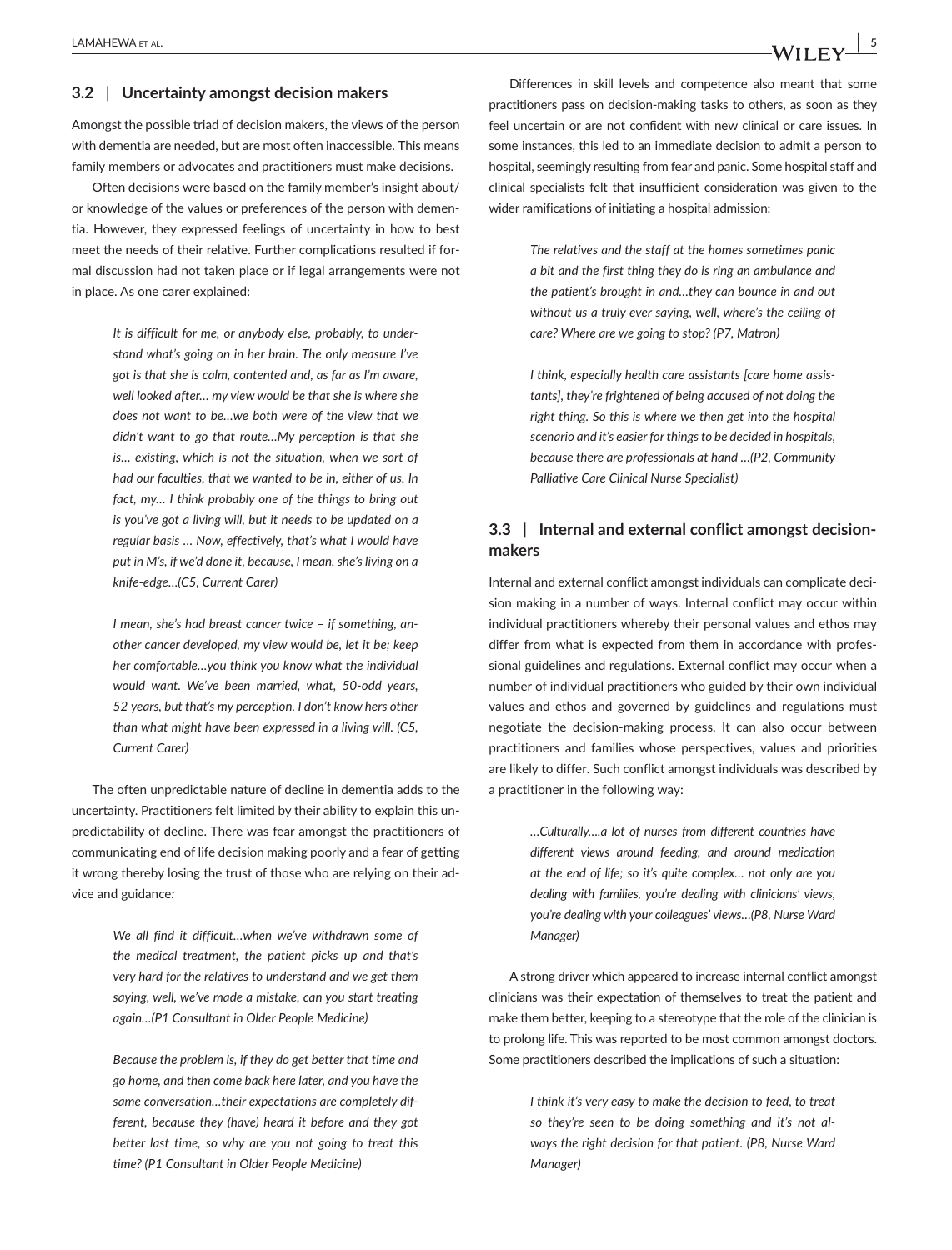### 3.2 | Uncertainty amongst decision makers

Amongst the possible triad of decision makers, the views of the person with dementia are needed, but are most often inaccessible. This means family members or advocates and practitioners must make decisions.

Often decisions were based on the family member's insight about/or knowledge of the values or preferences of the person with dementia. However, they expressed feelings of uncertainty in how to best meet the needs of their relative. Further complications resulted if formal discussion had not taken place or if legal arrangements were not in place. As one carer explained:

> *It is difficult for me, or anybody else, probably, to understand what's going on in her brain. The only measure I've got is that she is calm, contented and, as far as I'm aware, well looked after… my view would be that she is where she does not want to be…we both were of the view that we didn't want to go that route…My perception is that she is… existing, which is not the situation, when we sort of had our faculties, that we wanted to be in, either of us. In fact, my… I think probably one of the things to bring out is you've got a living will, but it needs to be updated on a regular basis … Now, effectively, that's what I would have put in M's, if we'd done it, because, I mean, she's living on a knife-edge…(C5, Current Carer)*

> *I mean, she's had breast cancer twice – if something, another cancer developed, my view would be, let it be; keep her comfortable…you think you know what the individual would want. We've been married, what, 50-odd years, 52 years, but that's my perception. I don't know hers other than what might have been expressed in a living will. (C5, Current Carer)*

The often unpredictable nature of decline in dementia adds to the uncertainty. Practitioners felt limited by their ability to explain this unpredictability of decline. There was fear amongst the practitioners of communicating end of life decision making poorly and a fear of getting it wrong thereby losing the trust of those who are relying on their advice and guidance:

> *We all find it difficult…when we've withdrawn some of the medical treatment, the patient picks up and that's very hard for the relatives to understand and we get them saying, well, we've made a mistake, can you start treating again…(P1 Consultant in Older People Medicine)*

> *Because the problem is, if they do get better that time and go home, and then come back here later, and you have the same conversation…their expectations are completely different, because they (have) heard it before and they got better last time, so why are you not going to treat this time? (P1 Consultant in Older People Medicine)*

Differences in skill levels and competence also meant that some practitioners pass on decision-making tasks to others, as soon as they feel uncertain or are not confident with new clinical or care issues. In some instances, this led to an immediate decision to admit a person to hospital, seemingly resulting from fear and panic. Some hospital staff and clinical specialists felt that insufficient consideration was given to the wider ramifications of initiating a hospital admission:

> *The relatives and the staff at the homes sometimes panic a bit and the first thing they do is ring an ambulance and the patient's brought in and…they can bounce in and out without us a truly ever saying, well, where's the ceiling of care? Where are we going to stop? (P7, Matron)*

> *I think, especially health care assistants [care home assistants], they're frightened of being accused of not doing the right thing. So this is where we then get into the hospital scenario and it's easier for things to be decided in hospitals, because there are professionals at hand …(P2, Community Palliative Care Clinical Nurse Specialist)*

### 3.3 | Internal and external conflict amongst decision-makers

Internal and external conflict amongst individuals can complicate decision making in a number of ways. Internal conflict may occur within individual practitioners whereby their personal values and ethos may differ from what is expected from them in accordance with professional guidelines and regulations. External conflict may occur when a number of individual practitioners who guided by their own individual values and ethos and governed by guidelines and regulations must negotiate the decision-making process. It can also occur between practitioners and families whose perspectives, values and priorities are likely to differ. Such conflict amongst individuals was described by a practitioner in the following way:

> *…Culturally….a lot of nurses from different countries have different views around feeding, and around medication at the end of life; so it's quite complex… not only are you dealing with families, you're dealing with clinicians' views, you're dealing with your colleagues' views…(P8, Nurse Ward Manager)*

A strong driver which appeared to increase internal conflict amongst clinicians was their expectation of themselves to treat the patient and make them better, keeping to a stereotype that the role of the clinician is to prolong life. This was reported to be most common amongst doctors. Some practitioners described the implications of such a situation:

> *I think it's very easy to make the decision to feed, to treat so they're seen to be doing something and it's not always the right decision for that patient. (P8, Nurse Ward Manager)*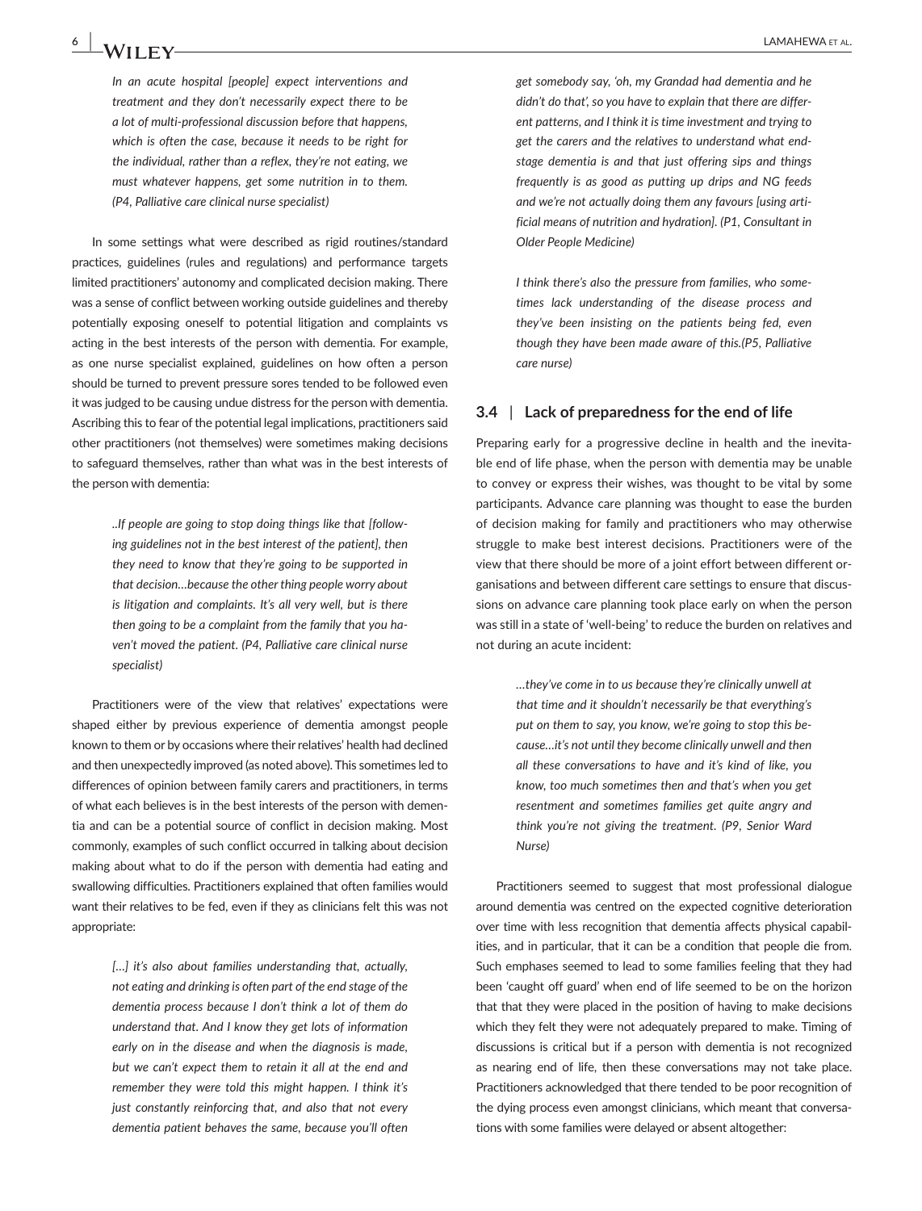*In an acute hospital [people] expect interventions and treatment and they don't necessarily expect there to be a lot of multi-professional discussion before that happens, which is often the case, because it needs to be right for the individual, rather than a reflex, they're not eating, we must whatever happens, get some nutrition in to them. (P4, Palliative care clinical nurse specialist)*

In some settings what were described as rigid routines/standard practices, guidelines (rules and regulations) and performance targets limited practitioners' autonomy and complicated decision making. There was a sense of conflict between working outside guidelines and thereby potentially exposing oneself to potential litigation and complaints vs acting in the best interests of the person with dementia. For example, as one nurse specialist explained, guidelines on how often a person should be turned to prevent pressure sores tended to be followed even it was judged to be causing undue distress for the person with dementia. Ascribing this to fear of the potential legal implications, practitioners said other practitioners (not themselves) were sometimes making decisions to safeguard themselves, rather than what was in the best interests of the person with dementia:

*..If people are going to stop doing things like that [following guidelines not in the best interest of the patient], then they need to know that they're going to be supported in that decision…because the other thing people worry about is litigation and complaints. It's all very well, but is there then going to be a complaint from the family that you haven't moved the patient. (P4, Palliative care clinical nurse specialist)*

Practitioners were of the view that relatives' expectations were shaped either by previous experience of dementia amongst people known to them or by occasions where their relatives' health had declined and then unexpectedly improved (as noted above). This sometimes led to differences of opinion between family carers and practitioners, in terms of what each believes is in the best interests of the person with dementia and can be a potential source of conflict in decision making. Most commonly, examples of such conflict occurred in talking about decision making about what to do if the person with dementia had eating and swallowing difficulties. Practitioners explained that often families would want their relatives to be fed, even if they as clinicians felt this was not appropriate:

*[…] it's also about families understanding that, actually, not eating and drinking is often part of the end stage of the dementia process because I don't think a lot of them do understand that. And I know they get lots of information early on in the disease and when the diagnosis is made, but we can't expect them to retain it all at the end and remember they were told this might happen. I think it's just constantly reinforcing that, and also that not every dementia patient behaves the same, because you'll often get somebody say, 'oh, my Grandad had dementia and he didn't do that', so you have to explain that there are different patterns, and I think it is time investment and trying to get the carers and the relatives to understand what end-stage dementia is and that just offering sips and things frequently is as good as putting up drips and NG feeds and we're not actually doing them any favours [using artificial means of nutrition and hydration]. (P1, Consultant in Older People Medicine)*

*I think there's also the pressure from families, who sometimes lack understanding of the disease process and they've been insisting on the patients being fed, even though they have been made aware of this.(P5, Palliative care nurse)*

### 3.4 | Lack of preparedness for the end of life

Preparing early for a progressive decline in health and the inevitable end of life phase, when the person with dementia may be unable to convey or express their wishes, was thought to be vital by some participants. Advance care planning was thought to ease the burden of decision making for family and practitioners who may otherwise struggle to make best interest decisions. Practitioners were of the view that there should be more of a joint effort between different organisations and between different care settings to ensure that discussions on advance care planning took place early on when the person was still in a state of 'well-being' to reduce the burden on relatives and not during an acute incident:

*…they've come in to us because they're clinically unwell at that time and it shouldn't necessarily be that everything's put on them to say, you know, we're going to stop this because…it's not until they become clinically unwell and then all these conversations to have and it's kind of like, you know, too much sometimes then and that's when you get resentment and sometimes families get quite angry and think you're not giving the treatment. (P9, Senior Ward Nurse)*

Practitioners seemed to suggest that most professional dialogue around dementia was centred on the expected cognitive deterioration over time with less recognition that dementia affects physical capabilities, and in particular, that it can be a condition that people die from. Such emphases seemed to lead to some families feeling that they had been 'caught off guard' when end of life seemed to be on the horizon that that they were placed in the position of having to make decisions which they felt they were not adequately prepared to make. Timing of discussions is critical but if a person with dementia is not recognized as nearing end of life, then these conversations may not take place. Practitioners acknowledged that there tended to be poor recognition of the dying process even amongst clinicians, which meant that conversations with some families were delayed or absent altogether: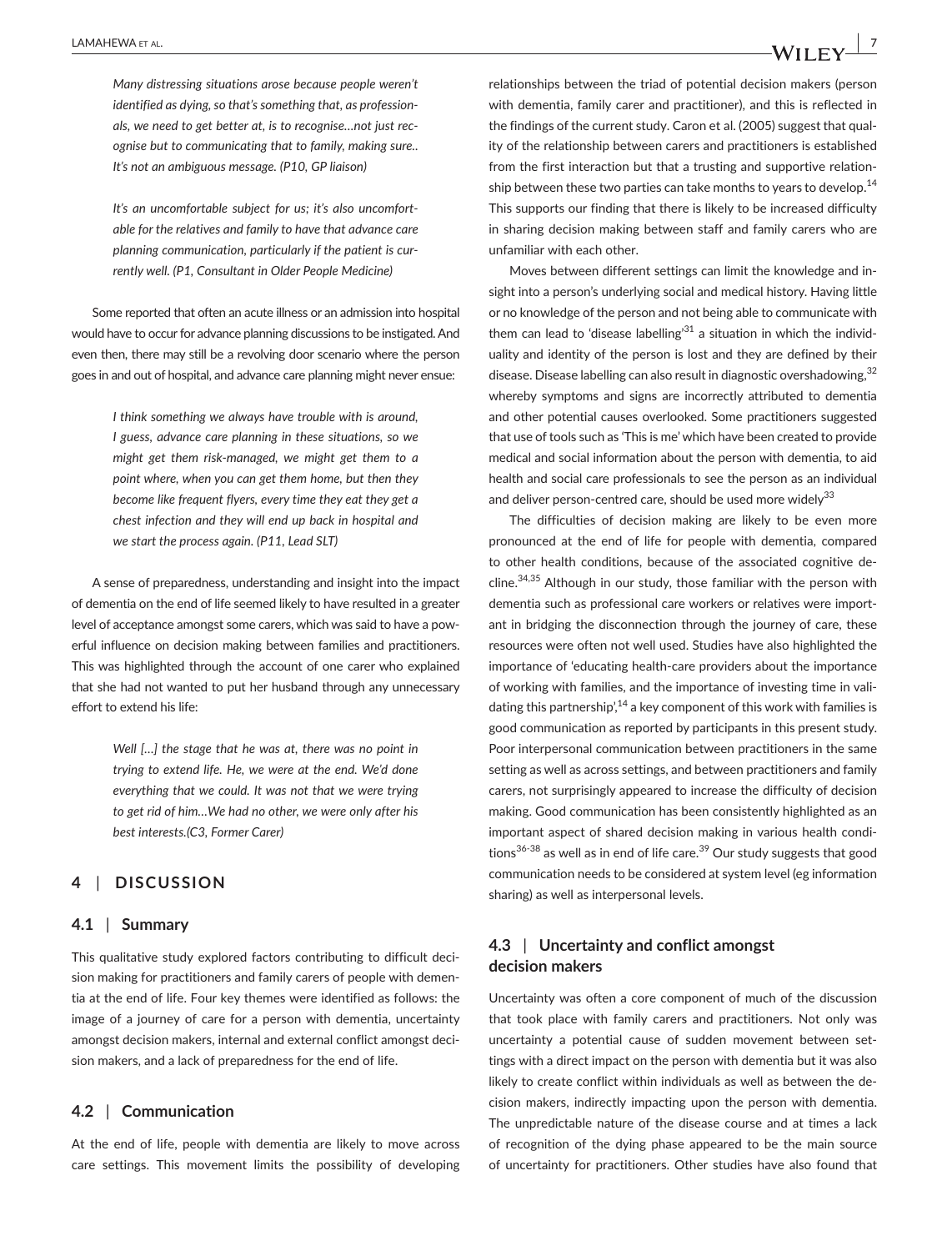*Many distressing situations arose because people weren't identified as dying, so that's something that, as professionals, we need to get better at, is to recognise…not just recognise but to communicating that to family, making sure.. It's not an ambiguous message. (P10, GP liaison)*

*It's an uncomfortable subject for us; it's also uncomfortable for the relatives and family to have that advance care planning communication, particularly if the patient is currently well. (P1, Consultant in Older People Medicine)*

Some reported that often an acute illness or an admission into hospital would have to occur for advance planning discussions to be instigated. And even then, there may still be a revolving door scenario where the person goes in and out of hospital, and advance care planning might never ensue:

*I think something we always have trouble with is around, I guess, advance care planning in these situations, so we might get them risk-managed, we might get them to a point where, when you can get them home, but then they become like frequent flyers, every time they eat they get a chest infection and they will end up back in hospital and we start the process again. (P11, Lead SLT)*

A sense of preparedness, understanding and insight into the impact of dementia on the end of life seemed likely to have resulted in a greater level of acceptance amongst some carers, which was said to have a powerful influence on decision making between families and practitioners. This was highlighted through the account of one carer who explained that she had not wanted to put her husband through any unnecessary effort to extend his life:

*Well […] the stage that he was at, there was no point in trying to extend life. He, we were at the end. We'd done everything that we could. It was not that we were trying to get rid of him…We had no other, we were only after his best interests.(C3, Former Carer)*

## 4 | DISCUSSION

### 4.1 | Summary

This qualitative study explored factors contributing to difficult decision making for practitioners and family carers of people with dementia at the end of life. Four key themes were identified as follows: the image of a journey of care for a person with dementia, uncertainty amongst decision makers, internal and external conflict amongst decision makers, and a lack of preparedness for the end of life.

### 4.2 | Communication

At the end of life, people with dementia are likely to move across care settings. This movement limits the possibility of developing relationships between the triad of potential decision makers (person with dementia, family carer and practitioner), and this is reflected in the findings of the current study. Caron et al. (2005) suggest that quality of the relationship between carers and practitioners is established from the first interaction but that a trusting and supportive relationship between these two parties can take months to years to develop.[14] This supports our finding that there is likely to be increased difficulty in sharing decision making between staff and family carers who are unfamiliar with each other.

Moves between different settings can limit the knowledge and insight into a person's underlying social and medical history. Having little or no knowledge of the person and not being able to communicate with them can lead to 'disease labelling'[31] a situation in which the individuality and identity of the person is lost and they are defined by their disease. Disease labelling can also result in diagnostic overshadowing,[32] whereby symptoms and signs are incorrectly attributed to dementia and other potential causes overlooked. Some practitioners suggested that use of tools such as 'This is me' which have been created to provide medical and social information about the person with dementia, to aid health and social care professionals to see the person as an individual and deliver person-centred care, should be used more widely[33]

The difficulties of decision making are likely to be even more pronounced at the end of life for people with dementia, compared to other health conditions, because of the associated cognitive decline.[34,35] Although in our study, those familiar with the person with dementia such as professional care workers or relatives were important in bridging the disconnection through the journey of care, these resources were often not well used. Studies have also highlighted the importance of 'educating health-care providers about the importance of working with families, and the importance of investing time in validating this partnership',[14] a key component of this work with families is good communication as reported by participants in this present study. Poor interpersonal communication between practitioners in the same setting as well as across settings, and between practitioners and family carers, not surprisingly appeared to increase the difficulty of decision making. Good communication has been consistently highlighted as an important aspect of shared decision making in various health conditions[36-38] as well as in end of life care.[39] Our study suggests that good communication needs to be considered at system level (eg information sharing) as well as interpersonal levels.

### 4.3 | Uncertainty and conflict amongst decision makers

Uncertainty was often a core component of much of the discussion that took place with family carers and practitioners. Not only was uncertainty a potential cause of sudden movement between settings with a direct impact on the person with dementia but it was also likely to create conflict within individuals as well as between the decision makers, indirectly impacting upon the person with dementia. The unpredictable nature of the disease course and at times a lack of recognition of the dying phase appeared to be the main source of uncertainty for practitioners. Other studies have also found that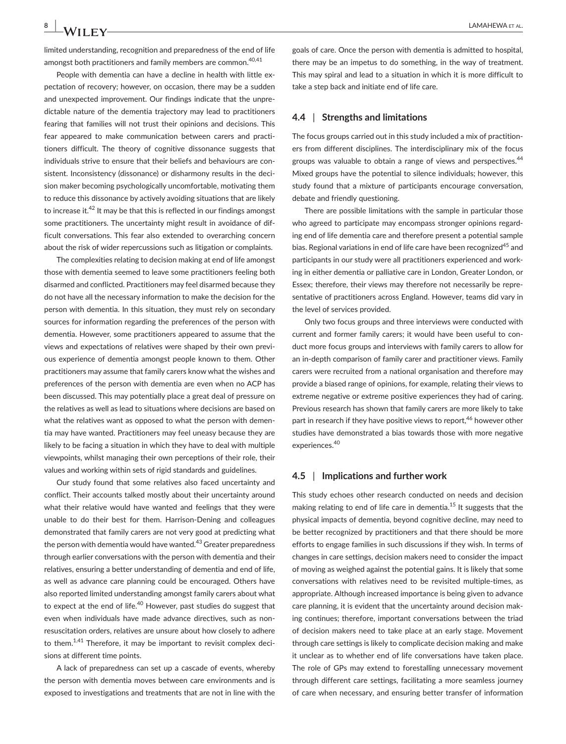limited understanding, recognition and preparedness of the end of life amongst both practitioners and family members are common.[40,41]

People with dementia can have a decline in health with little expectation of recovery; however, on occasion, there may be a sudden and unexpected improvement. Our findings indicate that the unpredictable nature of the dementia trajectory may lead to practitioners fearing that families will not trust their opinions and decisions. This fear appeared to make communication between carers and practitioners difficult. The theory of cognitive dissonance suggests that individuals strive to ensure that their beliefs and behaviours are consistent. Inconsistency (dissonance) or disharmony results in the decision maker becoming psychologically uncomfortable, motivating them to reduce this dissonance by actively avoiding situations that are likely to increase it.[42] It may be that this is reflected in our findings amongst some practitioners. The uncertainty might result in avoidance of difficult conversations. This fear also extended to overarching concern about the risk of wider repercussions such as litigation or complaints.

The complexities relating to decision making at end of life amongst those with dementia seemed to leave some practitioners feeling both disarmed and conflicted. Practitioners may feel disarmed because they do not have all the necessary information to make the decision for the person with dementia. In this situation, they must rely on secondary sources for information regarding the preferences of the person with dementia. However, some practitioners appeared to assume that the views and expectations of relatives were shaped by their own previous experience of dementia amongst people known to them. Other practitioners may assume that family carers know what the wishes and preferences of the person with dementia are even when no ACP has been discussed. This may potentially place a great deal of pressure on the relatives as well as lead to situations where decisions are based on what the relatives want as opposed to what the person with dementia may have wanted. Practitioners may feel uneasy because they are likely to be facing a situation in which they have to deal with multiple viewpoints, whilst managing their own perceptions of their role, their values and working within sets of rigid standards and guidelines.

Our study found that some relatives also faced uncertainty and conflict. Their accounts talked mostly about their uncertainty around what their relative would have wanted and feelings that they were unable to do their best for them. Harrison-Dening and colleagues demonstrated that family carers are not very good at predicting what the person with dementia would have wanted.[43] Greater preparedness through earlier conversations with the person with dementia and their relatives, ensuring a better understanding of dementia and end of life, as well as advance care planning could be encouraged. Others have also reported limited understanding amongst family carers about what to expect at the end of life.[40] However, past studies do suggest that even when individuals have made advance directives, such as non-resuscitation orders, relatives are unsure about how closely to adhere to them.[1,41] Therefore, it may be important to revisit complex decisions at different time points.

A lack of preparedness can set up a cascade of events, whereby the person with dementia moves between care environments and is exposed to investigations and treatments that are not in line with the goals of care. Once the person with dementia is admitted to hospital, there may be an impetus to do something, in the way of treatment. This may spiral and lead to a situation in which it is more difficult to take a step back and initiate end of life care.

### 4.4 | Strengths and limitations

The focus groups carried out in this study included a mix of practitioners from different disciplines. The interdisciplinary mix of the focus groups was valuable to obtain a range of views and perspectives.[44] Mixed groups have the potential to silence individuals; however, this study found that a mixture of participants encourage conversation, debate and friendly questioning.

There are possible limitations with the sample in particular those who agreed to participate may encompass stronger opinions regarding end of life dementia care and therefore present a potential sample bias. Regional variations in end of life care have been recognized[45] and participants in our study were all practitioners experienced and working in either dementia or palliative care in London, Greater London, or Essex; therefore, their views may therefore not necessarily be representative of practitioners across England. However, teams did vary in the level of services provided.

Only two focus groups and three interviews were conducted with current and former family carers; it would have been useful to conduct more focus groups and interviews with family carers to allow for an in-depth comparison of family carer and practitioner views. Family carers were recruited from a national organisation and therefore may provide a biased range of opinions, for example, relating their views to extreme negative or extreme positive experiences they had of caring. Previous research has shown that family carers are more likely to take part in research if they have positive views to report,[46] however other studies have demonstrated a bias towards those with more negative experiences.[40]

### 4.5 | Implications and further work

This study echoes other research conducted on needs and decision making relating to end of life care in dementia.[15] It suggests that the physical impacts of dementia, beyond cognitive decline, may need to be better recognized by practitioners and that there should be more efforts to engage families in such discussions if they wish. In terms of changes in care settings, decision makers need to consider the impact of moving as weighed against the potential gains. It is likely that some conversations with relatives need to be revisited multiple-times, as appropriate. Although increased importance is being given to advance care planning, it is evident that the uncertainty around decision making continues; therefore, important conversations between the triad of decision makers need to take place at an early stage. Movement through care settings is likely to complicate decision making and make it unclear as to whether end of life conversations have taken place. The role of GPs may extend to forestalling unnecessary movement through different care settings, facilitating a more seamless journey of care when necessary, and ensuring better transfer of information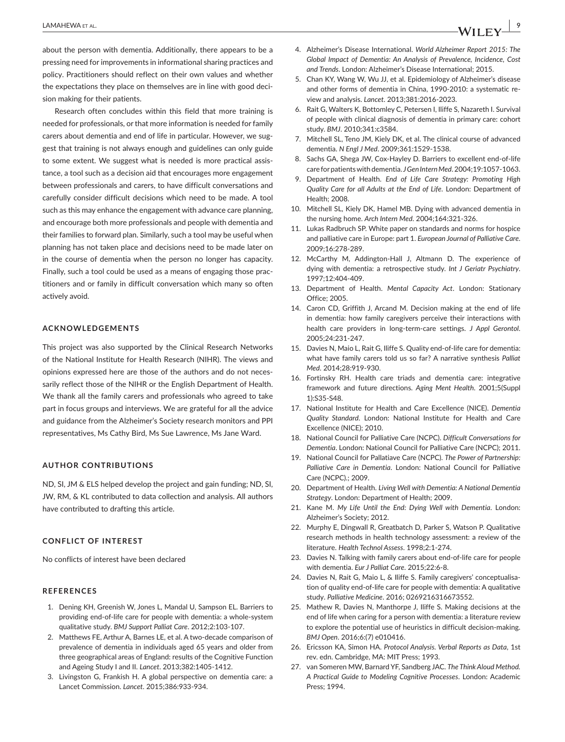about the person with dementia. Additionally, there appears to be a pressing need for improvements in informational sharing practices and policy. Practitioners should reflect on their own values and whether the expectations they place on themselves are in line with good decision making for their patients.

Research often concludes within this field that more training is needed for professionals, or that more information is needed for family carers about dementia and end of life in particular. However, we suggest that training is not always enough and guidelines can only guide to some extent. We suggest what is needed is more practical assistance, a tool such as a decision aid that encourages more engagement between professionals and carers, to have difficult conversations and carefully consider difficult decisions which need to be made. A tool such as this may enhance the engagement with advance care planning, and encourage both more professionals and people with dementia and their families to forward plan. Similarly, such a tool may be useful when planning has not taken place and decisions need to be made later on in the course of dementia when the person no longer has capacity. Finally, such a tool could be used as a means of engaging those practitioners and or family in difficult conversation which many so often actively avoid.

## ACKNOWLEDGEMENTS

This project was also supported by the Clinical Research Networks of the National Institute for Health Research (NIHR). The views and opinions expressed here are those of the authors and do not necessarily reflect those of the NIHR or the English Department of Health. We thank all the family carers and professionals who agreed to take part in focus groups and interviews. We are grateful for all the advice and guidance from the Alzheimer's Society research monitors and PPI representatives, Ms Cathy Bird, Ms Sue Lawrence, Ms Jane Ward.

## AUTHOR CONTRIBUTIONS

ND, SI, JM & ELS helped develop the project and gain funding; ND, SI, JW, RM, & KL contributed to data collection and analysis. All authors have contributed to drafting this article.

## CONFLICT OF INTEREST

No conflicts of interest have been declared

## REFERENCES

1. Dening KH, Greenish W, Jones L, Mandal U, Sampson EL. Barriers to providing end-of-life care for people with dementia: a whole-system qualitative study. *BMJ Support Palliat Care*. 2012;2:103-107.
2. Matthews FE, Arthur A, Barnes LE, et al. A two-decade comparison of prevalence of dementia in individuals aged 65 years and older from three geographical areas of England: results of the Cognitive Function and Ageing Study I and II. *Lancet*. 2013;382:1405-1412.
3. Livingston G, Frankish H. A global perspective on dementia care: a Lancet Commission. *Lancet*. 2015;386:933-934.
4. Alzheimer's Disease International. *World Alzheimer Report 2015: The Global Impact of Dementia: An Analysis of Prevalence, Incidence, Cost and Trends*. London: Alzheimer's Disease International; 2015.
5. Chan KY, Wang W, Wu JJ, et al. Epidemiology of Alzheimer's disease and other forms of dementia in China, 1990-2010: a systematic review and analysis. *Lancet*. 2013;381:2016-2023.
6. Rait G, Walters K, Bottomley C, Petersen I, Iliffe S, Nazareth I. Survival of people with clinical diagnosis of dementia in primary care: cohort study. *BMJ*. 2010;341:c3584.
7. Mitchell SL, Teno JM, Kiely DK, et al. The clinical course of advanced dementia. *N Engl J Med*. 2009;361:1529-1538.
8. Sachs GA, Shega JW, Cox-Hayley D. Barriers to excellent end-of-life care for patients with dementia. *J Gen Intern Med*. 2004;19:1057-1063.
9. Department of Health. *End of Life Care Strategy: Promoting High Quality Care for all Adults at the End of Life*. London: Department of Health; 2008.
10. Mitchell SL, Kiely DK, Hamel MB. Dying with advanced dementia in the nursing home. *Arch Intern Med*. 2004;164:321-326.
11. Lukas Radbruch SP. White paper on standards and norms for hospice and palliative care in Europe: part 1. *European Journal of Palliative Care*. 2009;16:278-289.
12. McCarthy M, Addington-Hall J, Altmann D. The experience of dying with dementia: a retrospective study. *Int J Geriatr Psychiatry*. 1997;12:404-409.
13. Department of Health. *Mental Capacity Act*. London: Stationary Office; 2005.
14. Caron CD, Griffith J, Arcand M. Decision making at the end of life in dementia: how family caregivers perceive their interactions with health care providers in long-term-care settings. *J Appl Gerontol*. 2005;24:231-247.
15. Davies N, Maio L, Rait G, Iliffe S. Quality end-of-life care for dementia: what have family carers told us so far? A narrative synthesis *Palliat Med*. 2014;28:919-930.
16. Fortinsky RH. Health care triads and dementia care: integrative framework and future directions. *Aging Ment Health*. 2001;5(Suppl 1):S35-S48.
17. National Institute for Health and Care Excellence (NICE). *Dementia Quality Standard*. London: National Institute for Health and Care Excellence (NICE); 2010.
18. National Council for Palliative Care (NCPC). *Difficult Conversations for Dementia*. London: National Council for Palliative Care (NCPC); 2011.
19. National Council for Pallatiave Care (NCPC). *The Power of Partnership: Palliative Care in Dementia*. London: National Council for Palliative Care (NCPC).; 2009.
20. Department of Health. *Living Well with Dementia: A National Dementia Strategy*. London: Department of Health; 2009.
21. Kane M. *My Life Until the End: Dying Well with Dementia*. London: Alzheimer's Society; 2012.
22. Murphy E, Dingwall R, Greatbatch D, Parker S, Watson P. Qualitative research methods in health technology assessment: a review of the literature. *Health Technol Assess*. 1998;2:1-274.
23. Davies N. Talking with family carers about end-of-life care for people with dementia. *Eur J Palliat Care*. 2015;22:6-8.
24. Davies N, Rait G, Maio L, & Iliffe S. Family caregivers' conceptualisation of quality end-of-life care for people with dementia: A qualitative study. *Palliative Medicine*. 2016; 0269216316673552.
25. Mathew R, Davies N, Manthorpe J, Iliffe S. Making decisions at the end of life when caring for a person with dementia: a literature review to explore the potential use of heuristics in difficult decision-making. *BMJ Open*. 2016;6:(7) e010416.
26. Ericsson KA, Simon HA. *Protocol Analysis. Verbal Reports as Data*, 1st rev. edn. Cambridge, MA: MIT Press; 1993.
27. van Someren MW, Barnard YF, Sandberg JAC. *The Think Aloud Method. A Practical Guide to Modeling Cognitive Processes*. London: Academic Press; 1994.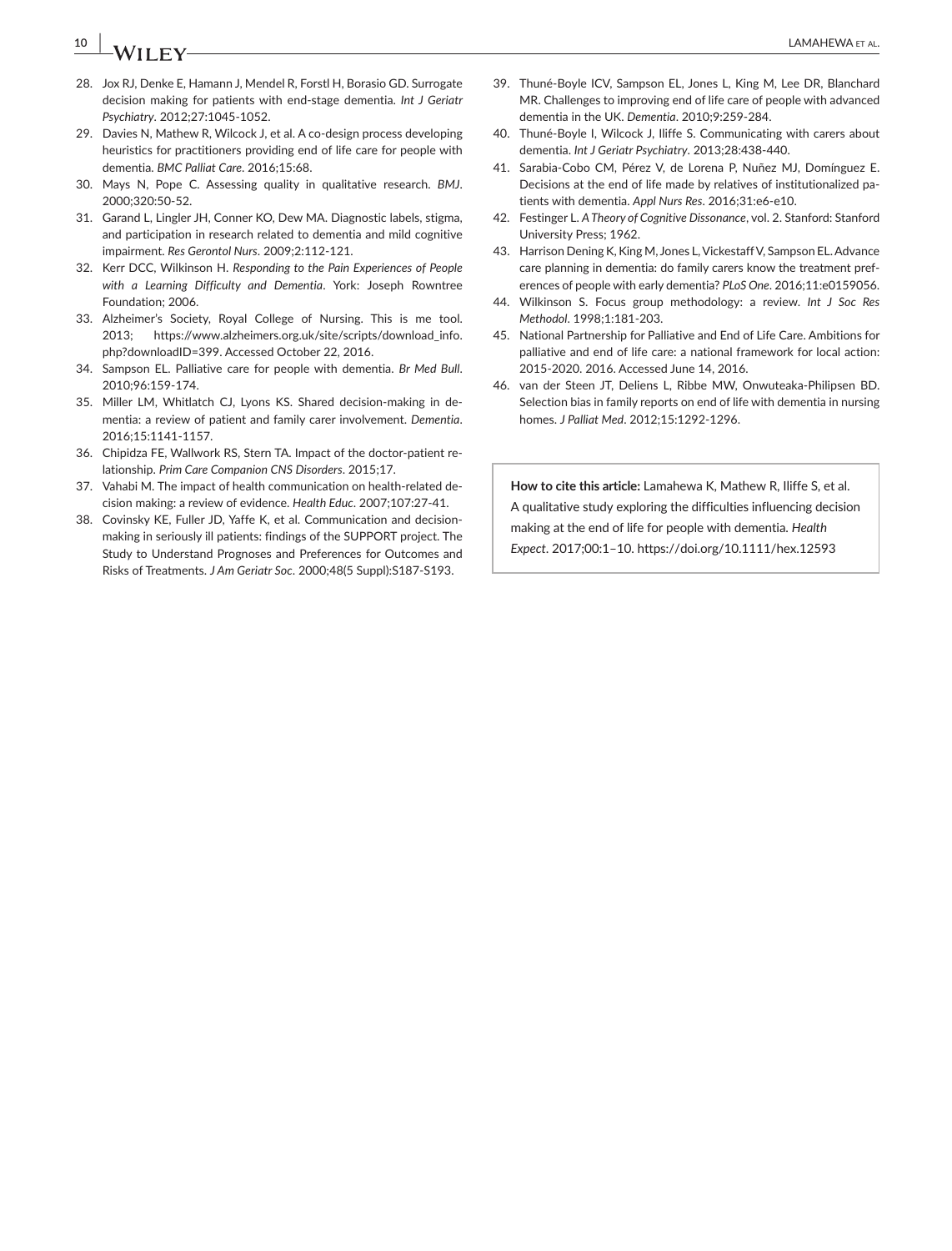28. Jox RJ, Denke E, Hamann J, Mendel R, Forstl H, Borasio GD. Surrogate decision making for patients with end-stage dementia. *Int J Geriatr Psychiatry*. 2012;27:1045-1052.
29. Davies N, Mathew R, Wilcock J, et al. A co-design process developing heuristics for practitioners providing end of life care for people with dementia. *BMC Palliat Care*. 2016;15:68.
30. Mays N, Pope C. Assessing quality in qualitative research. *BMJ*. 2000;320:50-52.
31. Garand L, Lingler JH, Conner KO, Dew MA. Diagnostic labels, stigma, and participation in research related to dementia and mild cognitive impairment. *Res Gerontol Nurs*. 2009;2:112-121.
32. Kerr DCC, Wilkinson H. *Responding to the Pain Experiences of People with a Learning Difficulty and Dementia*. York: Joseph Rowntree Foundation; 2006.
33. Alzheimer's Society, Royal College of Nursing. This is me tool. 2013; https://www.alzheimers.org.uk/site/scripts/download_info.php?downloadID=399. Accessed October 22, 2016.
34. Sampson EL. Palliative care for people with dementia. *Br Med Bull*. 2010;96:159-174.
35. Miller LM, Whitlatch CJ, Lyons KS. Shared decision-making in dementia: a review of patient and family carer involvement. *Dementia*. 2016;15:1141-1157.
36. Chipidza FE, Wallwork RS, Stern TA. Impact of the doctor-patient relationship. *Prim Care Companion CNS Disorders*. 2015;17.
37. Vahabi M. The impact of health communication on health-related decision making: a review of evidence. *Health Educ*. 2007;107:27-41.
38. Covinsky KE, Fuller JD, Yaffe K, et al. Communication and decision-making in seriously ill patients: findings of the SUPPORT project. The Study to Understand Prognoses and Preferences for Outcomes and Risks of Treatments. *J Am Geriatr Soc*. 2000;48(5 Suppl):S187-S193.
39. Thuné-Boyle ICV, Sampson EL, Jones L, King M, Lee DR, Blanchard MR. Challenges to improving end of life care of people with advanced dementia in the UK. *Dementia*. 2010;9:259-284.
40. Thuné-Boyle I, Wilcock J, Iliffe S. Communicating with carers about dementia. *Int J Geriatr Psychiatry*. 2013;28:438-440.
41. Sarabia-Cobo CM, Pérez V, de Lorena P, Nuñez MJ, Domínguez E. Decisions at the end of life made by relatives of institutionalized patients with dementia. *Appl Nurs Res*. 2016;31:e6-e10.
42. Festinger L. *A Theory of Cognitive Dissonance*, vol. 2. Stanford: Stanford University Press; 1962.
43. Harrison Dening K, King M, Jones L, Vickestaff V, Sampson EL. Advance care planning in dementia: do family carers know the treatment preferences of people with early dementia? *PLoS One*. 2016;11:e0159056.
44. Wilkinson S. Focus group methodology: a review. *Int J Soc Res Methodol*. 1998;1:181-203.
45. National Partnership for Palliative and End of Life Care. Ambitions for palliative and end of life care: a national framework for local action: 2015-2020. 2016. Accessed June 14, 2016.
46. van der Steen JT, Deliens L, Ribbe MW, Onwuteaka-Philipsen BD. Selection bias in family reports on end of life with dementia in nursing homes. *J Palliat Med*. 2012;15:1292-1296.

**How to cite this article:** Lamahewa K, Mathew R, Iliffe S, et al. A qualitative study exploring the difficulties influencing decision making at the end of life for people with dementia. *Health Expect*. 2017;00:1–10. https://doi.org/10.1111/hex.12593